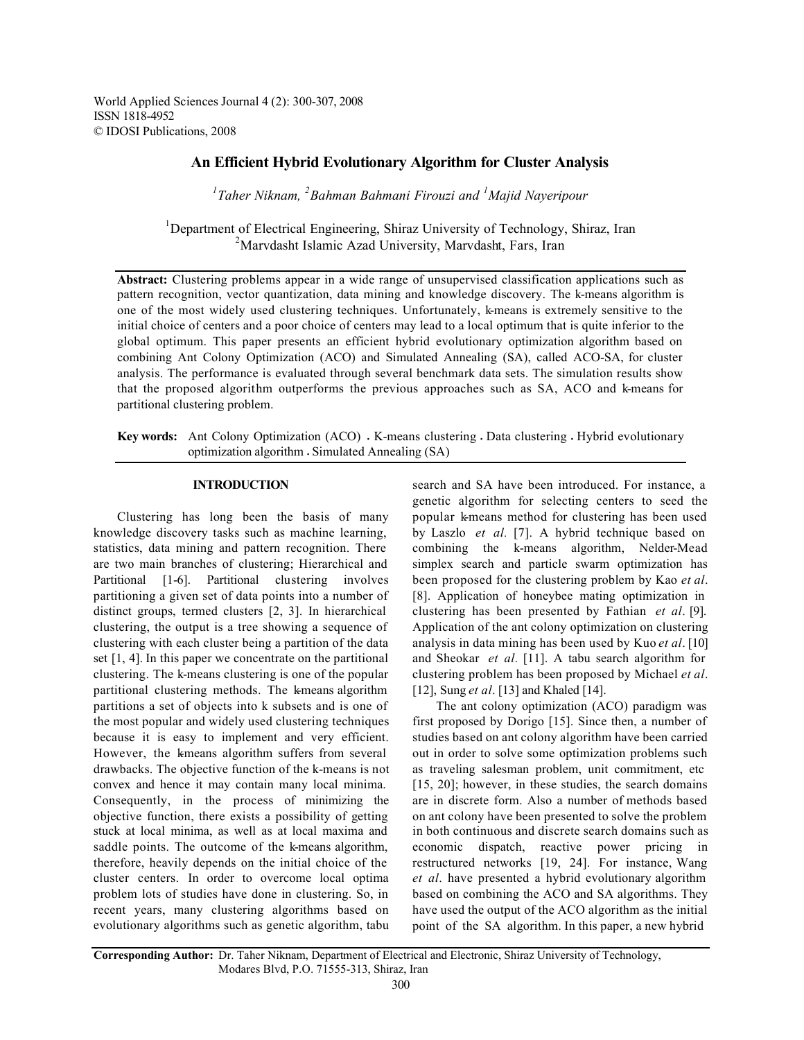# An Efficient Hybrid Evolutionary Algorithm for Cluster Analysis

*[1]Taher Niknam, [2]Bahman Bahmani Firouzi and [1]Majid Nayeripour*

[1]Department of Electrical Engineering, Shiraz University of Technology, Shiraz, Iran
[2]Marvdasht Islamic Azad University, Marvdasht, Fars, Iran

**Abstract:** Clustering problems appear in a wide range of unsupervised classification applications such as pattern recognition, vector quantization, data mining and knowledge discovery. The k-means algorithm is one of the most widely used clustering techniques. Unfortunately, k-means is extremely sensitive to the initial choice of centers and a poor choice of centers may lead to a local optimum that is quite inferior to the global optimum. This paper presents an efficient hybrid evolutionary optimization algorithm based on combining Ant Colony Optimization (ACO) and Simulated Annealing (SA), called ACO-SA, for cluster analysis. The performance is evaluated through several benchmark data sets. The simulation results show that the proposed algorithm outperforms the previous approaches such as SA, ACO and k-means for partitional clustering problem.

**Key words:** Ant Colony Optimization (ACO) . K-means clustering . Data clustering . Hybrid evolutionary optimization algorithm . Simulated Annealing (SA)

## INTRODUCTION

Clustering has long been the basis of many knowledge discovery tasks such as machine learning, statistics, data mining and pattern recognition. There are two main branches of clustering; Hierarchical and Partitional [1-6]. Partitional clustering involves partitioning a given set of data points into a number of distinct groups, termed clusters [2, 3]. In hierarchical clustering, the output is a tree showing a sequence of clustering with each cluster being a partition of the data set [1, 4]. In this paper we concentrate on the partitional clustering. The k-means clustering is one of the popular partitional clustering methods. The k-means algorithm partitions a set of objects into k subsets and is one of the most popular and widely used clustering techniques because it is easy to implement and very efficient. However, the k-means algorithm suffers from several drawbacks. The objective function of the k-means is not convex and hence it may contain many local minima. Consequently, in the process of minimizing the objective function, there exists a possibility of getting stuck at local minima, as well as at local maxima and saddle points. The outcome of the k-means algorithm, therefore, heavily depends on the initial choice of the cluster centers. In order to overcome local optima problem lots of studies have done in clustering. So, in recent years, many clustering algorithms based on evolutionary algorithms such as genetic algorithm, tabu search and SA have been introduced. For instance, a genetic algorithm for selecting centers to seed the popular k-means method for clustering has been used by Laszlo *et al.* [7]. A hybrid technique based on combining the k-means algorithm, Nelder-Mead simplex search and particle swarm optimization has been proposed for the clustering problem by Kao *et al*. [8]. Application of honeybee mating optimization in clustering has been presented by Fathian *et al*. [9]. Application of the ant colony optimization on clustering analysis in data mining has been used by Kuo *et al*. [10] and Sheokar *et al.* [11]. A tabu search algorithm for clustering problem has been proposed by Michael *et al*. [12], Sung *et al*. [13] and Khaled [14].

The ant colony optimization (ACO) paradigm was first proposed by Dorigo [15]. Since then, a number of studies based on ant colony algorithm have been carried out in order to solve some optimization problems such as traveling salesman problem, unit commitment, etc [15, 20]; however, in these studies, the search domains are in discrete form. Also a number of methods based on ant colony have been presented to solve the problem in both continuous and discrete search domains such as economic dispatch, reactive power pricing in restructured networks [19, 24]. For instance, Wang *et al*. have presented a hybrid evolutionary algorithm based on combining the ACO and SA algorithms. They have used the output of the ACO algorithm as the initial point of the SA algorithm. In this paper, a new hybrid

**Corresponding Author:** Dr. Taher Niknam, Department of Electrical and Electronic, Shiraz University of Technology, Modares Blvd, P.O. 71555-313, Shiraz, Iran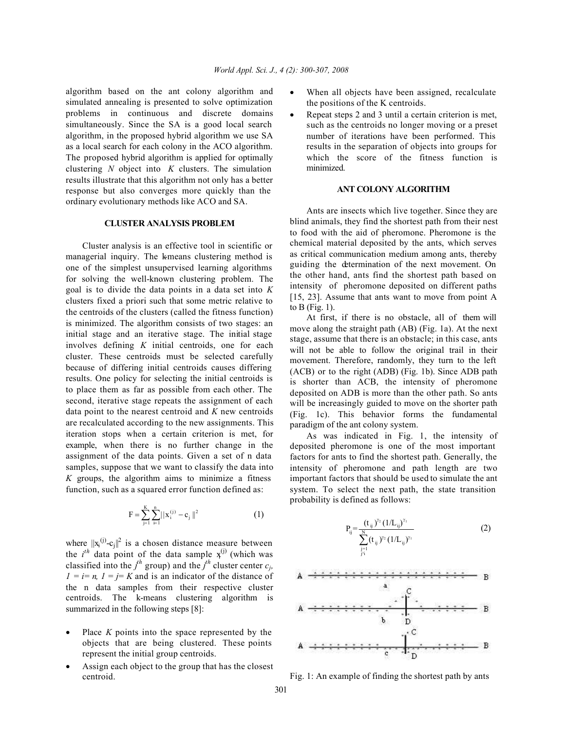algorithm based on the ant colony algorithm and simulated annealing is presented to solve optimization problems in continuous and discrete domains simultaneously. Since the SA is a good local search algorithm, in the proposed hybrid algorithm we use SA as a local search for each colony in the ACO algorithm. The proposed hybrid algorithm is applied for optimally clustering *N* object into *K* clusters. The simulation results illustrate that this algorithm not only has a better response but also converges more quickly than the ordinary evolutionary methods like ACO and SA.

## CLUSTER ANALYSIS PROBLEM

Cluster analysis is an effective tool in scientific or managerial inquiry. The k-means clustering method is one of the simplest unsupervised learning algorithms for solving the well-known clustering problem. The goal is to divide the data points in a data set into *K* clusters fixed a priori such that some metric relative to the centroids of the clusters (called the fitness function) is minimized. The algorithm consists of two stages: an initial stage and an iterative stage. The initial stage involves defining *K* initial centroids, one for each cluster. These centroids must be selected carefully because of differing initial centroids causes differing results. One policy for selecting the initial centroids is to place them as far as possible from each other. The second, iterative stage repeats the assignment of each data point to the nearest centroid and *K* new centroids are recalculated according to the new assignments. This iteration stops when a certain criterion is met, for example, when there is no further change in the assignment of the data points. Given a set of n data samples, suppose that we want to classify the data into *K* groups, the algorithm aims to minimize a fitness function, such as a squared error function defined as:

$$F = \sum_{j=1}^{K} \sum_{i=1}^{n} ||x_i^{(j)} - c_j||^2 \quad (1)$$

where $||x_i^{(j)}-c_j||^2$ is a chosen distance measure between the $i^{th}$ data point of the data sample $x^{(j)}$ (which was classified into the $j^{th}$ group) and the $j^{th}$ cluster center $c_j$, $1 = i = n$, $1 = j = K$ and is an indicator of the distance of the n data samples from their respective cluster centroids. The k-means clustering algorithm is summarized in the following steps [8]:

- Place *K* points into the space represented by the objects that are being clustered. These points represent the initial group centroids.
- Assign each object to the group that has the closest centroid.
- When all objects have been assigned, recalculate the positions of the K centroids.
- Repeat steps 2 and 3 until a certain criterion is met, such as the centroids no longer moving or a preset number of iterations have been performed. This results in the separation of objects into groups for which the score of the fitness function is minimized.

## ANT COLONY ALGORITHM

Ants are insects which live together. Since they are blind animals, they find the shortest path from their nest to food with the aid of pheromone. Pheromone is the chemical material deposited by the ants, which serves as critical communication medium among ants, thereby guiding the determination of the next movement. On the other hand, ants find the shortest path based on intensity of pheromone deposited on different paths [15, 23]. Assume that ants want to move from point A to B (Fig. 1).

At first, if there is no obstacle, all of them will move along the straight path (AB) (Fig. 1a). At the next stage, assume that there is an obstacle; in this case, ants will not be able to follow the original trail in their movement. Therefore, randomly, they turn to the left (ACB) or to the right (ADB) (Fig. 1b). Since ADB path is shorter than ACB, the intensity of pheromone deposited on ADB is more than the other path. So ants will be increasingly guided to move on the shorter path (Fig. 1c). This behavior forms the fundamental paradigm of the ant colony system.

As was indicated in Fig. 1, the intensity of deposited pheromone is one of the most important factors for ants to find the shortest path. Generally, the intensity of pheromone and path length are two important factors that should be used to simulate the ant system. To select the next path, the state transition probability is defined as follows:

$$P_{ij} = \frac{(t_{ij})^{\gamma_2} (1/L_{ij})^{\gamma_1}}{\sum_{\substack{j=1 \\ j \neq i}}^{N} (t_{ij})^{\gamma_2} (1/L_{ij})^{\gamma_1}} \quad (2)$$

Fig. 1: An example of finding the shortest path by ants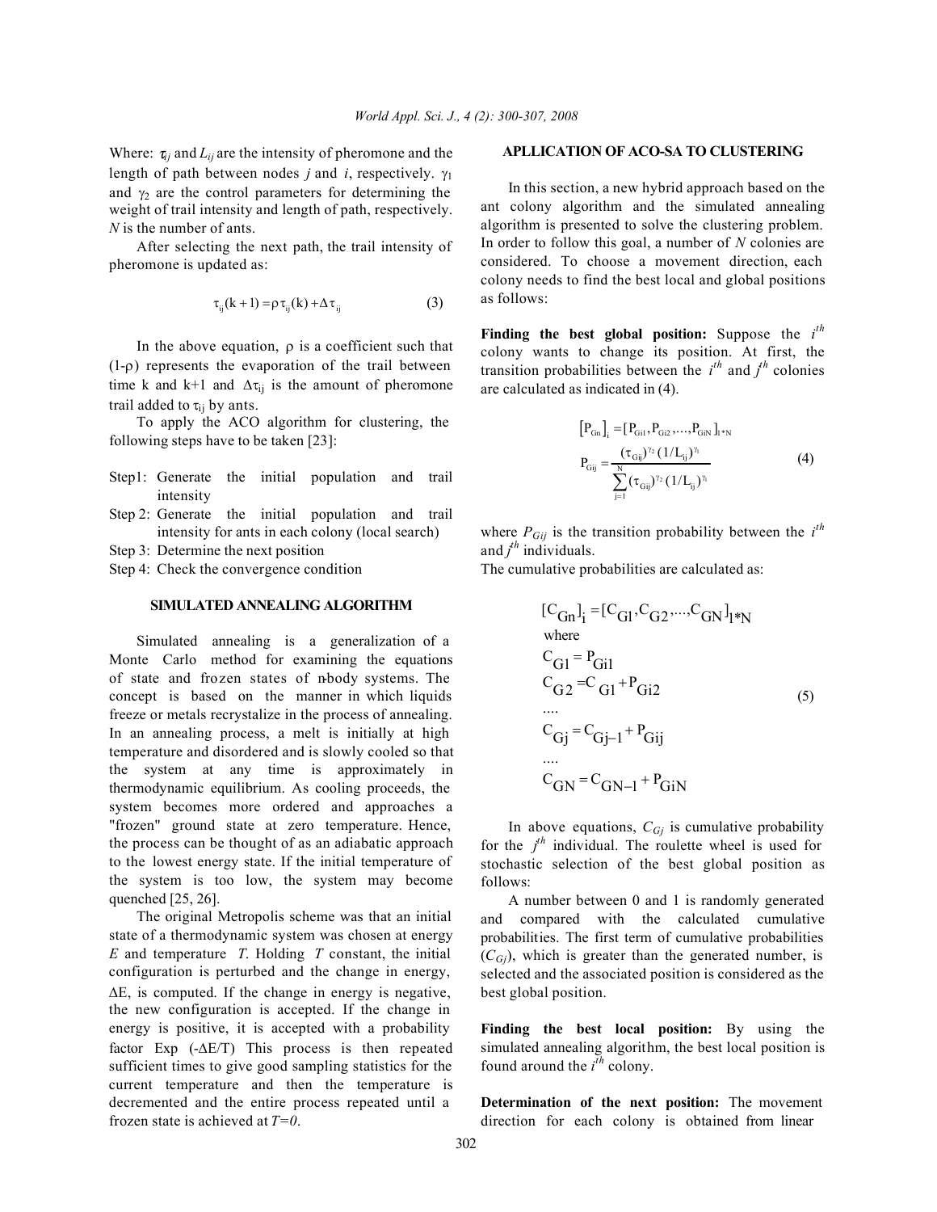Where: $\tau_{ij}$ and $L_{ij}$ are the intensity of pheromone and the length of path between nodes $j$ and $i$, respectively. $\gamma_1$ and $\gamma_2$ are the control parameters for determining the weight of trail intensity and length of path, respectively. $N$ is the number of ants.

After selecting the next path, the trail intensity of pheromone is updated as:

$$\tau_{ij}(k+1) = \rho\tau_{ij}(k) + \Delta\tau_{ij} \tag{3}$$

In the above equation, $\rho$ is a coefficient such that $(1-\rho)$ represents the evaporation of the trail between time k and k+1 and $\Delta\tau_{ij}$ is the amount of pheromone trail added to $\tau_{ij}$ by ants.

To apply the ACO algorithm for clustering, the following steps have to be taken [23]:

- Step1: Generate the initial population and trail intensity
- Step 2: Generate the initial population and trail intensity for ants in each colony (local search)
- Step 3: Determine the next position
- Step 4: Check the convergence condition

## SIMULATED ANNEALING ALGORITHM

Simulated annealing is a generalization of a Monte Carlo method for examining the equations of state and frozen states of n-body systems. The concept is based on the manner in which liquids freeze or metals recrystalize in the process of annealing. In an annealing process, a melt is initially at high temperature and disordered and is slowly cooled so that the system at any time is approximately in thermodynamic equilibrium. As cooling proceeds, the system becomes more ordered and approaches a "frozen" ground state at zero temperature. Hence, the process can be thought of as an adiabatic approach to the lowest energy state. If the initial temperature of the system is too low, the system may become quenched [25, 26].

The original Metropolis scheme was that an initial state of a thermodynamic system was chosen at energy $E$ and temperature $T$. Holding $T$ constant, the initial configuration is perturbed and the change in energy, $\Delta E$, is computed. If the change in energy is negative, the new configuration is accepted. If the change in energy is positive, it is accepted with a probability factor Exp $(-\Delta E/T)$ This process is then repeated sufficient times to give good sampling statistics for the current temperature and then the temperature is decremented and the entire process repeated until a frozen state is achieved at $T=0$.

## APLLICATION OF ACO-SA TO CLUSTERING

In this section, a new hybrid approach based on the ant colony algorithm and the simulated annealing algorithm is presented to solve the clustering problem. In order to follow this goal, a number of $N$ colonies are considered. To choose a movement direction, each colony needs to find the best local and global positions as follows:

**Finding the best global position:** Suppose the $i^{th}$ colony wants to change its position. At first, the transition probabilities between the $i^{th}$ and $j^{th}$ colonies are calculated as indicated in (4).

$$\begin{gathered}[P_{Gn}]_i = [P_{Gi1}, P_{Gi2}, \ldots, P_{GiN}]_{1*N} \\ P_{Gij} = \frac{(\tau_{Gij})^{\gamma_2}(1/L_{ij})^{\gamma_1}}{\sum_{j=1}^{N}(\tau_{Gij})^{\gamma_2}(1/L_{ij})^{\gamma_1}}\end{gathered} \tag{4}$$

where $P_{Gij}$ is the transition probability between the $i^{th}$ and $j^{th}$ individuals.

The cumulative probabilities are calculated as:

$$\begin{gathered}[C_{Gn}]_i = [C_{G1}, C_{G2}, \ldots, C_{GN}]_{1*N} \\ \text{where} \\ C_{G1} = P_{Gi1} \\ C_{G2} = C_{G1} + P_{Gi2} \\ \ldots \\ C_{Gj} = C_{Gj-1} + P_{Gij} \\ \ldots \\ C_{GN} = C_{GN-1} + P_{GiN}\end{gathered} \tag{5}$$

In above equations, $C_{Gj}$ is cumulative probability for the $j^{th}$ individual. The roulette wheel is used for stochastic selection of the best global position as follows:

A number between 0 and 1 is randomly generated and compared with the calculated cumulative probabilities. The first term of cumulative probabilities ($C_{Gj}$), which is greater than the generated number, is selected and the associated position is considered as the best global position.

**Finding the best local position:** By using the simulated annealing algorithm, the best local position is found around the $i^{th}$ colony.

**Determination of the next position:** The movement direction for each colony is obtained from linear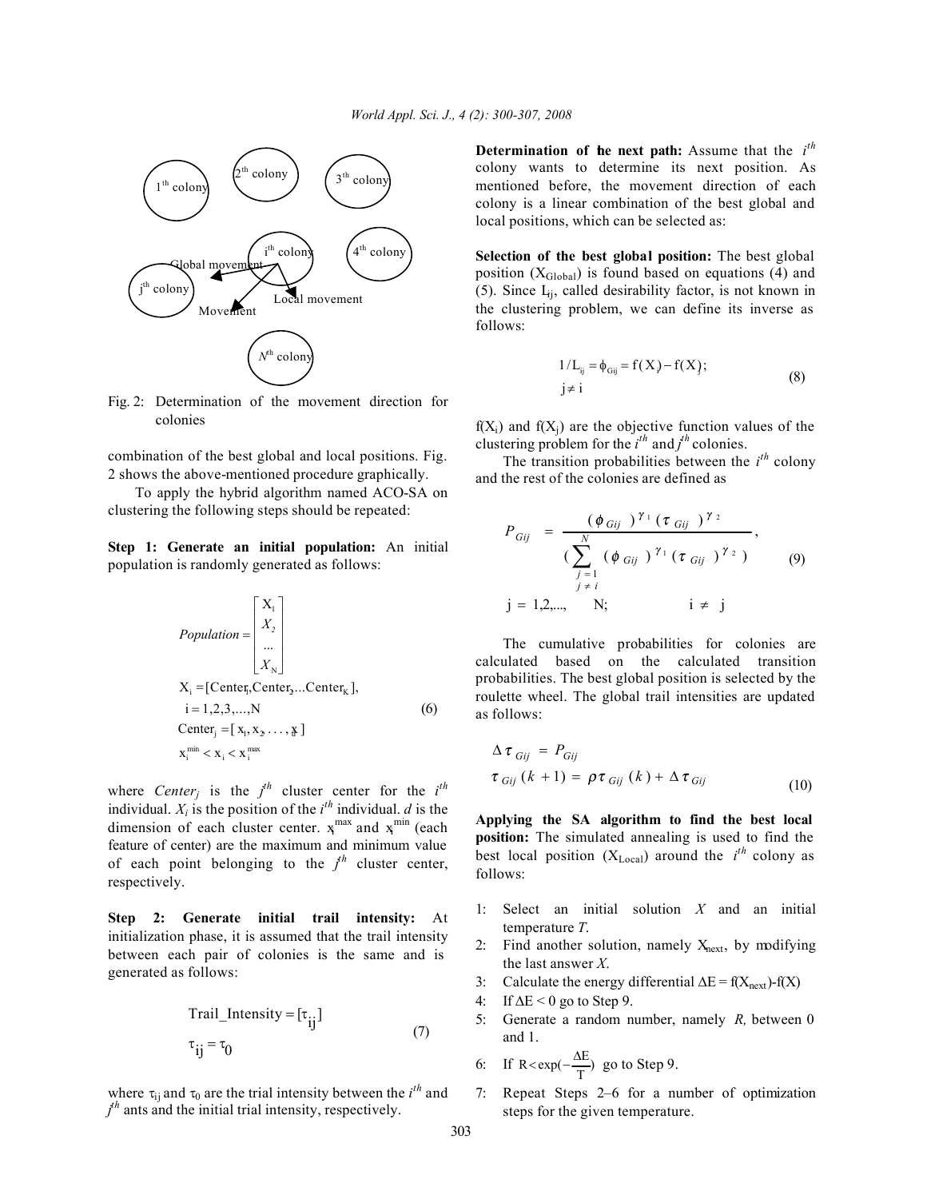Fig. 2: Determination of the movement direction for colonies

combination of the best global and local positions. Fig. 2 shows the above-mentioned procedure graphically.

To apply the hybrid algorithm named ACO-SA on clustering the following steps should be repeated:

**Step 1: Generate an initial population:** An initial population is randomly generated as follows:

$$Population = \begin{bmatrix} X_1 \\ X_2 \\ \ldots \\ X_N \end{bmatrix}$$
$$X_i = [Center_1, Center_2, \ldots Center_K], \quad i = 1,2,3,\ldots,N \qquad (6)$$
$$Center_j = [x_1, x_2, \ldots, x_d]$$
$$x_i^{min} < x_i < x_i^{max}$$

where $Center_j$ is the $j^{th}$ cluster center for the $i^{th}$ individual. $X_i$ is the position of the $i^{th}$ individual. $d$ is the dimension of each cluster center. $x_i^{max}$ and $x_i^{min}$ (each feature of center) are the maximum and minimum value of each point belonging to the $j^{th}$ cluster center, respectively.

**Step 2: Generate initial trail intensity:** At initialization phase, it is assumed that the trail intensity between each pair of colonies is the same and is generated as follows:

$$\text{Trail\_Intensity} = [\tau_{ij}]$$
$$\tau_{ij} = \tau_0 \qquad (7)$$

where $\tau_{ij}$ and $\tau_0$ are the trial intensity between the $i^{th}$ and $j^{th}$ ants and the initial trial intensity, respectively.

**Determination of the next path:** Assume that the $i^{th}$ colony wants to determine its next position. As mentioned before, the movement direction of each colony is a linear combination of the best global and local positions, which can be selected as:

**Selection of the best global position:** The best global position ($X_{Global}$) is found based on equations (4) and (5). Since $L_{ij}$, called desirability factor, is not known in the clustering problem, we can define its inverse as follows:

$$1/L_{ij} = \phi_{Gij} = f(X_i) - f(X_j); \quad j \neq i \qquad (8)$$

$f(X_i)$ and $f(X_j)$ are the objective function values of the clustering problem for the $i^{th}$ and $j^{th}$ colonies.

The transition probabilities between the $i^{th}$ colony and the rest of the colonies are defined as

$$P_{Gij} = \frac{(\phi_{Gij})^{\gamma_1} (\tau_{Gij})^{\gamma_2}}{\left(\sum_{\substack{j=1 \\ j \neq i}}^{N} (\phi_{Gij})^{\gamma_1} (\tau_{Gij})^{\gamma_2}\right)}, \quad j = 1,2,\ldots, N; \quad i \neq j \qquad (9)$$

The cumulative probabilities for colonies are calculated based on the calculated transition probabilities. The best global position is selected by the roulette wheel. The global trail intensities are updated as follows:

$$\Delta\tau_{Gij} = P_{Gij}$$
$$\tau_{Gij}(k+1) = \rho\tau_{Gij}(k) + \Delta\tau_{Gij} \qquad (10)$$

**Applying the SA algorithm to find the best local position:** The simulated annealing is used to find the best local position ($X_{Local}$) around the $i^{th}$ colony as follows:

1: Select an initial solution $X$ and an initial temperature $T$.
2: Find another solution, namely $X_{next}$, by modifying the last answer $X$.
3: Calculate the energy differential $\Delta E = f(X_{next}) - f(X)$
4: If $\Delta E < 0$ go to Step 9.
5: Generate a random number, namely $R$, between 0 and 1.
6: If $R < \exp(-\frac{\Delta E}{T})$ go to Step 9.
7: Repeat Steps 2–6 for a number of optimization steps for the given temperature.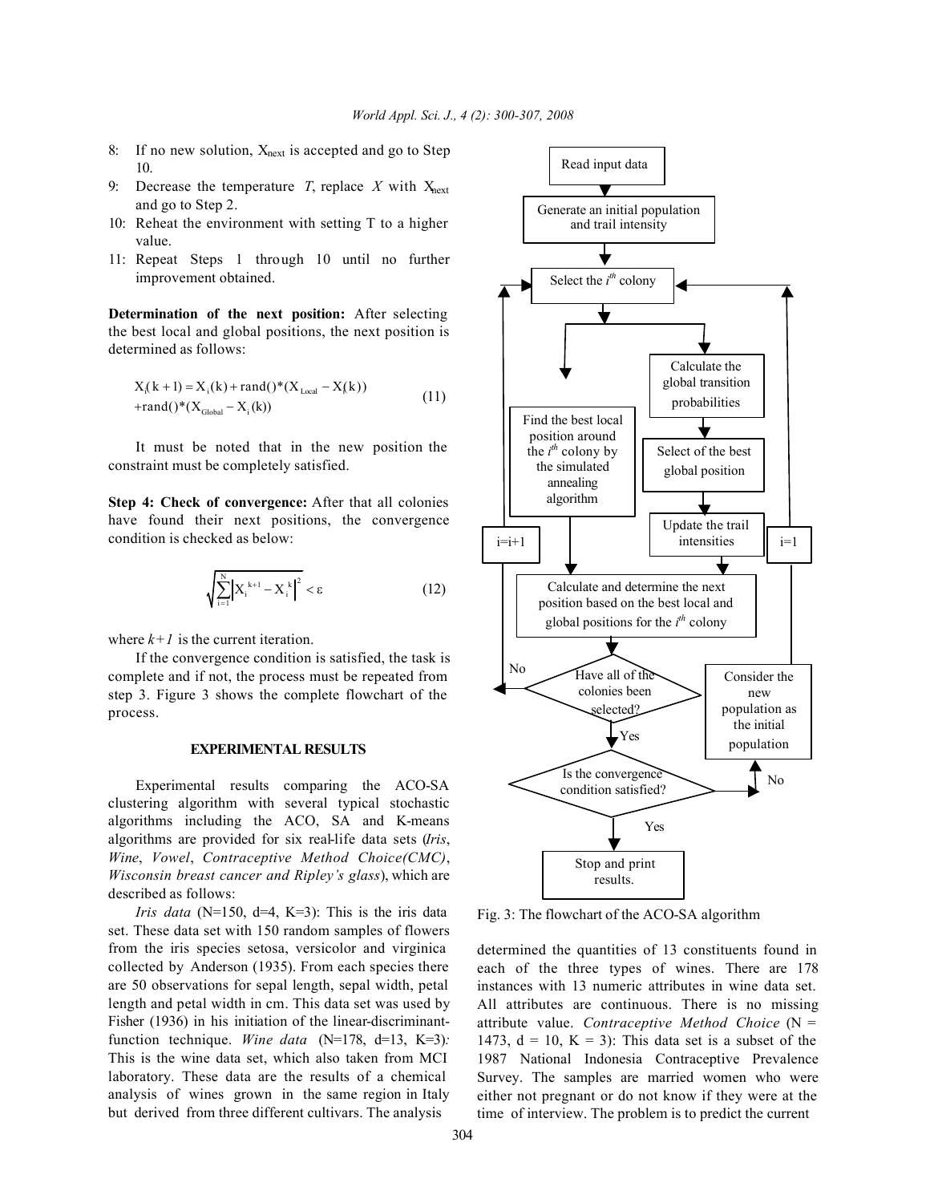8: If no new solution, $X_{next}$ is accepted and go to Step 10.
9: Decrease the temperature $T$, replace $X$ with $X_{next}$ and go to Step 2.
10: Reheat the environment with setting T to a higher value.
11: Repeat Steps 1 through 10 until no further improvement obtained.

**Determination of the next position:** After selecting the best local and global positions, the next position is determined as follows:

$$X_i(k+1) = X_i(k) + \text{rand}()*(X_{Local} - X_i(k)) + \text{rand}()*(X_{Global} - X_i(k)) \tag{11}$$

It must be noted that in the new position the constraint must be completely satisfied.

**Step 4: Check of convergence:** After that all colonies have found their next positions, the convergence condition is checked as below:

$$\sqrt{\sum_{i=1}^{N} \left| X_i^{k+1} - X_i^{k} \right|^2} < \varepsilon \tag{12}$$

where $k+1$ is the current iteration.

If the convergence condition is satisfied, the task is complete and if not, the process must be repeated from step 3. Figure 3 shows the complete flowchart of the process.

Read input data → Generate an initial population and trail intensity → Select the $i^{th}$ colony → [Find the best local position around the $i^{th}$ colony by the simulated annealing algorithm] and [Calculate the global transition probabilities → Select of the best global position → Update the trail intensities] → Calculate and determine the next position based on the best local and global positions for the $i^{th}$ colony → Have all of the colonies been selected? (No: i=i+1, return to Select the $i^{th}$ colony; Yes: continue) → Is the convergence condition satisfied? (No: Consider the new population as the initial population, i=1, return to Select the $i^{th}$ colony; Yes: Stop and print results.)

Fig. 3: The flowchart of the ACO-SA algorithm

## EXPERIMENTAL RESULTS

Experimental results comparing the ACO-SA clustering algorithm with several typical stochastic algorithms including the ACO, SA and K-means algorithms are provided for six real-life data sets (*Iris*, *Wine*, *Vowel*, *Contraceptive Method Choice(CMC)*, *Wisconsin breast cancer and Ripley's glass*), which are described as follows:

*Iris data* (N=150, d=4, K=3): This is the iris data set. These data set with 150 random samples of flowers from the iris species setosa, versicolor and virginica collected by Anderson (1935). From each species there are 50 observations for sepal length, sepal width, petal length and petal width in cm. This data set was used by Fisher (1936) in his initiation of the linear-discriminant-function technique. *Wine data* (N=178, d=13, K=3)*:* This is the wine data set, which also taken from MCI laboratory. These data are the results of a chemical analysis of wines grown in the same region in Italy but derived from three different cultivars. The analysis determined the quantities of 13 constituents found in each of the three types of wines. There are 178 instances with 13 numeric attributes in wine data set. All attributes are continuous. There is no missing attribute value. *Contraceptive Method Choice* (N = 1473, d = 10, K = 3): This data set is a subset of the 1987 National Indonesia Contraceptive Prevalence Survey. The samples are married women who were either not pregnant or do not know if they were at the time of interview. The problem is to predict the current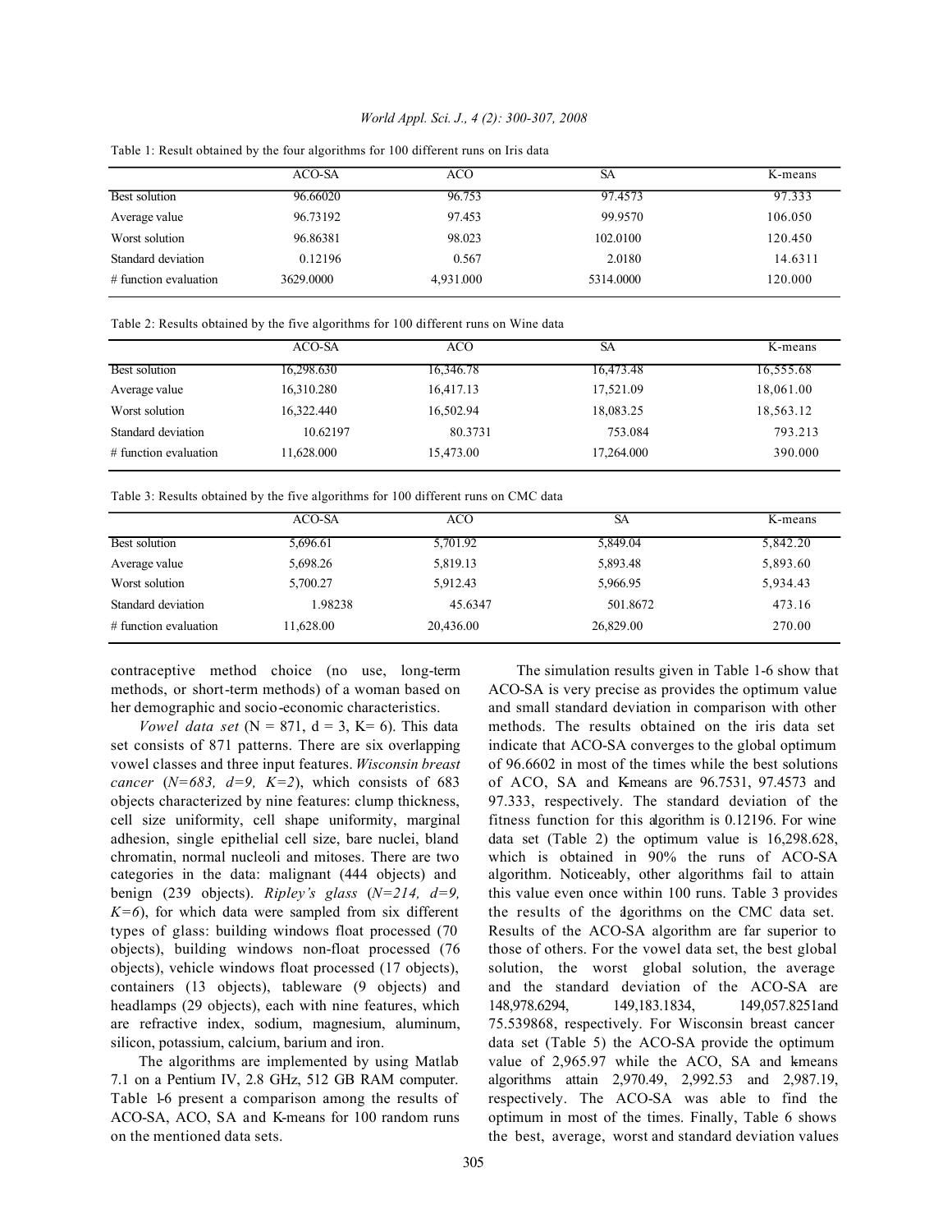Table 1: Result obtained by the four algorithms for 100 different runs on Iris data

| | ACO-SA | ACO | SA | K-means |
|---|---|---|---|---|
| Best solution | 96.66020 | 96.753 | 97.4573 | 97.333 |
| Average value | 96.73192 | 97.453 | 99.9570 | 106.050 |
| Worst solution | 96.86381 | 98.023 | 102.0100 | 120.450 |
| Standard deviation | 0.12196 | 0.567 | 2.0180 | 14.6311 |
| # function evaluation | 3629.0000 | 4,931.000 | 5314.0000 | 120.000 |

Table 2: Results obtained by the five algorithms for 100 different runs on Wine data

| | ACO-SA | ACO | SA | K-means |
|---|---|---|---|---|
| Best solution | 16,298.630 | 16,346.78 | 16,473.48 | 16,555.68 |
| Average value | 16,310.280 | 16,417.13 | 17,521.09 | 18,061.00 |
| Worst solution | 16,322.440 | 16,502.94 | 18,083.25 | 18,563.12 |
| Standard deviation | 10.62197 | 80.3731 | 753.084 | 793.213 |
| # function evaluation | 11,628.000 | 15,473.00 | 17,264.000 | 390.000 |

Table 3: Results obtained by the five algorithms for 100 different runs on CMC data

| | ACO-SA | ACO | SA | K-means |
|---|---|---|---|---|
| Best solution | 5,696.61 | 5,701.92 | 5,849.04 | 5,842.20 |
| Average value | 5,698.26 | 5,819.13 | 5,893.48 | 5,893.60 |
| Worst solution | 5,700.27 | 5,912.43 | 5,966.95 | 5,934.43 |
| Standard deviation | 1.98238 | 45.6347 | 501.8672 | 473.16 |
| # function evaluation | 11,628.00 | 20,436.00 | 26,829.00 | 270.00 |

contraceptive method choice (no use, long-term methods, or short-term methods) of a woman based on her demographic and socio-economic characteristics.

*Vowel data set* ($N = 871$, $d = 3$, $K = 6$). This data set consists of 871 patterns. There are six overlapping vowel classes and three input features. *Wisconsin breast cancer* ($N=683$, $d=9$, $K=2$), which consists of 683 objects characterized by nine features: clump thickness, cell size uniformity, cell shape uniformity, marginal adhesion, single epithelial cell size, bare nuclei, bland chromatin, normal nucleoli and mitoses. There are two categories in the data: malignant (444 objects) and benign (239 objects). *Ripley's glass* ($N=214$, $d=9$, $K=6$), for which data were sampled from six different types of glass: building windows float processed (70 objects), building windows non-float processed (76 objects), vehicle windows float processed (17 objects), containers (13 objects), tableware (9 objects) and headlamps (29 objects), each with nine features, which are refractive index, sodium, magnesium, aluminum, silicon, potassium, calcium, barium and iron.

The algorithms are implemented by using Matlab 7.1 on a Pentium IV, 2.8 GHz, 512 GB RAM computer. Table 1-6 present a comparison among the results of ACO-SA, ACO, SA and K-means for 100 random runs on the mentioned data sets.

The simulation results given in Table 1-6 show that ACO-SA is very precise as provides the optimum value and small standard deviation in comparison with other methods. The results obtained on the iris data set indicate that ACO-SA converges to the global optimum of 96.6602 in most of the times while the best solutions of ACO, SA and K-means are 96.7531, 97.4573 and 97.333, respectively. The standard deviation of the fitness function for this algorithm is 0.12196. For wine data set (Table 2) the optimum value is 16,298.628, which is obtained in 90% the runs of ACO-SA algorithm. Noticeably, other algorithms fail to attain this value even once within 100 runs. Table 3 provides the results of the algorithms on the CMC data set. Results of the ACO-SA algorithm are far superior to those of others. For the vowel data set, the best global solution, the worst global solution, the average and the standard deviation of the ACO-SA are 148,978.6294, 149,183.1834, 149,057.8251and 75.539868, respectively. For Wisconsin breast cancer data set (Table 5) the ACO-SA provide the optimum value of 2,965.97 while the ACO, SA and k-means algorithms attain 2,970.49, 2,992.53 and 2,987.19, respectively. The ACO-SA was able to find the optimum in most of the times. Finally, Table 6 shows the best, average, worst and standard deviation values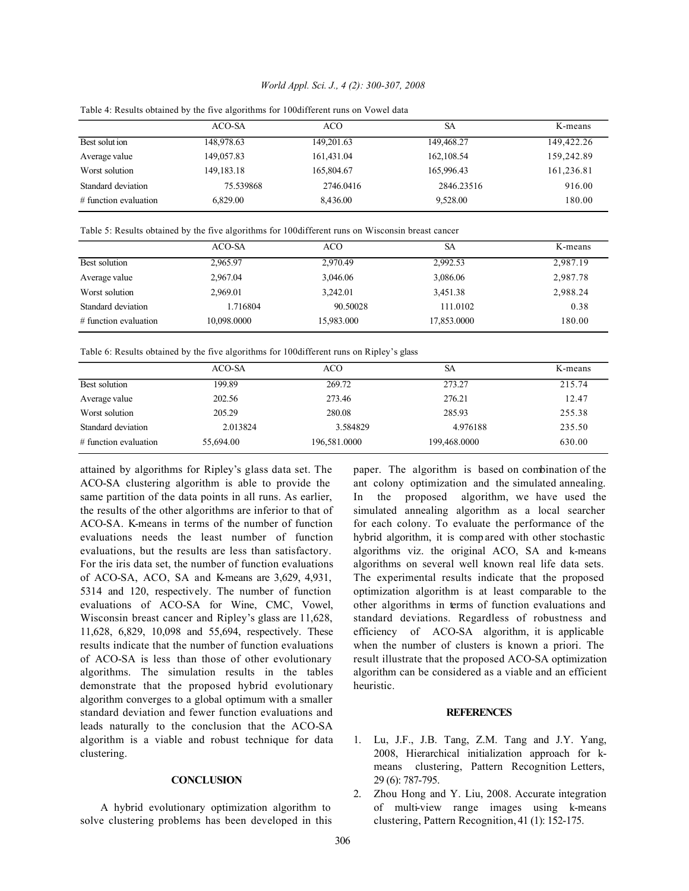Table 4: Results obtained by the five algorithms for 100different runs on Vowel data

| | ACO-SA | ACO | SA | K-means |
|---|---|---|---|---|
| Best solut ion | 148,978.63 | 149,201.63 | 149,468.27 | 149,422.26 |
| Average value | 149,057.83 | 161,431.04 | 162,108.54 | 159,242.89 |
| Worst solution | 149,183.18 | 165,804.67 | 165,996.43 | 161,236.81 |
| Standard deviation | 75.539868 | 2746.0416 | 2846.23516 | 916.00 |
| # function evaluation | 6,829.00 | 8,436.00 | 9,528.00 | 180.00 |

Table 5: Results obtained by the five algorithms for 100different runs on Wisconsin breast cancer

| | ACO-SA | ACO | SA | K-means |
|---|---|---|---|---|
| Best solution | 2,965.97 | 2,970.49 | 2,992.53 | 2,987.19 |
| Average value | 2,967.04 | 3,046.06 | 3,086.06 | 2,987.78 |
| Worst solution | 2,969.01 | 3,242.01 | 3,451.38 | 2,988.24 |
| Standard deviation | 1.716804 | 90.50028 | 111.0102 | 0.38 |
| # function evaluation | 10,098.0000 | 15,983.000 | 17,853.0000 | 180.00 |

Table 6: Results obtained by the five algorithms for 100different runs on Ripley's glass

| | ACO-SA | ACO | SA | K-means |
|---|---|---|---|---|
| Best solution | 199.89 | 269.72 | 273.27 | 215.74 |
| Average value | 202.56 | 273.46 | 276.21 | 12.47 |
| Worst solution | 205.29 | 280.08 | 285.93 | 255.38 |
| Standard deviation | 2.013824 | 3.584829 | 4.976188 | 235.50 |
| # function evaluation | 55,694.00 | 196,581.0000 | 199,468.0000 | 630.00 |

attained by algorithms for Ripley's glass data set. The ACO-SA clustering algorithm is able to provide the same partition of the data points in all runs. As earlier, the results of the other algorithms are inferior to that of ACO-SA. K-means in terms of the number of function evaluations needs the least number of function evaluations, but the results are less than satisfactory. For the iris data set, the number of function evaluations of ACO-SA, ACO, SA and K-means are 3,629, 4,931, 5314 and 120, respectively. The number of function evaluations of ACO-SA for Wine, CMC, Vowel, Wisconsin breast cancer and Ripley's glass are 11,628, 11,628, 6,829, 10,098 and 55,694, respectively. These results indicate that the number of function evaluations of ACO-SA is less than those of other evolutionary algorithms. The simulation results in the tables demonstrate that the proposed hybrid evolutionary algorithm converges to a global optimum with a smaller standard deviation and fewer function evaluations and leads naturally to the conclusion that the ACO-SA algorithm is a viable and robust technique for data clustering.

## CONCLUSION

A hybrid evolutionary optimization algorithm to solve clustering problems has been developed in this paper. The algorithm is based on combination of the ant colony optimization and the simulated annealing. In the proposed algorithm, we have used the simulated annealing algorithm as a local searcher for each colony. To evaluate the performance of the hybrid algorithm, it is compared with other stochastic algorithms viz. the original ACO, SA and k-means algorithms on several well known real life data sets. The experimental results indicate that the proposed optimization algorithm is at least comparable to the other algorithms in terms of function evaluations and standard deviations. Regardless of robustness and efficiency of ACO-SA algorithm, it is applicable when the number of clusters is known a priori. The result illustrate that the proposed ACO-SA optimization algorithm can be considered as a viable and an efficient heuristic.

## REFERENCES

1. Lu, J.F., J.B. Tang, Z.M. Tang and J.Y. Yang, 2008, Hierarchical initialization approach for k-means clustering, Pattern Recognition Letters, 29 (6): 787-795.
2. Zhou Hong and Y. Liu, 2008. Accurate integration of multi-view range images using k-means clustering, Pattern Recognition, 41 (1): 152-175.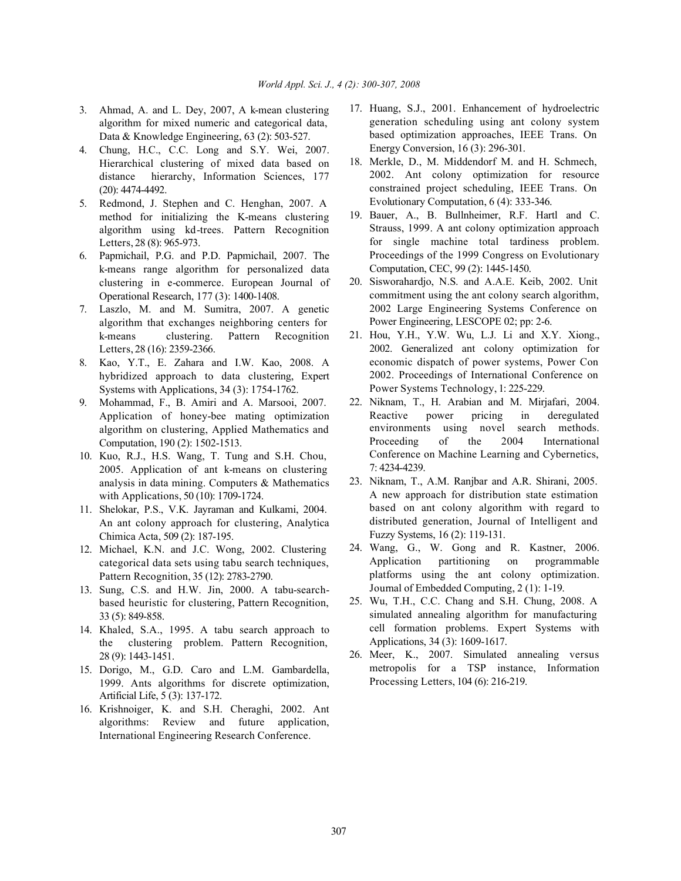3. Ahmad, A. and L. Dey, 2007, A k-mean clustering algorithm for mixed numeric and categorical data, Data & Knowledge Engineering, 63 (2): 503-527.
4. Chung, H.C., C.C. Long and S.Y. Wei, 2007. Hierarchical clustering of mixed data based on distance hierarchy, Information Sciences, 177 (20): 4474-4492.
5. Redmond, J. Stephen and C. Henghan, 2007. A method for initializing the K-means clustering algorithm using kd-trees. Pattern Recognition Letters, 28 (8): 965-973.
6. Papmichail, P.G. and P.D. Papmichail, 2007. The k-means range algorithm for personalized data clustering in e-commerce. European Journal of Operational Research, 177 (3): 1400-1408.
7. Laszlo, M. and M. Sumitra, 2007. A genetic algorithm that exchanges neighboring centers for k-means clustering. Pattern Recognition Letters, 28 (16): 2359-2366.
8. Kao, Y.T., E. Zahara and I.W. Kao, 2008. A hybridized approach to data clustering, Expert Systems with Applications, 34 (3): 1754-1762.
9. Mohammad, F., B. Amiri and A. Marsooi, 2007. Application of honey-bee mating optimization algorithm on clustering, Applied Mathematics and Computation, 190 (2): 1502-1513.
10. Kuo, R.J., H.S. Wang, T. Tung and S.H. Chou, 2005. Application of ant k-means on clustering analysis in data mining. Computers & Mathematics with Applications, 50 (10): 1709-1724.
11. Shelokar, P.S., V.K. Jayraman and Kulkami, 2004. An ant colony approach for clustering, Analytica Chimica Acta, 509 (2): 187-195.
12. Michael, K.N. and J.C. Wong, 2002. Clustering categorical data sets using tabu search techniques, Pattern Recognition, 35 (12): 2783-2790.
13. Sung, C.S. and H.W. Jin, 2000. A tabu-search-based heuristic for clustering, Pattern Recognition, 33 (5): 849-858.
14. Khaled, S.A., 1995. A tabu search approach to the clustering problem. Pattern Recognition, 28 (9): 1443-1451.
15. Dorigo, M., G.D. Caro and L.M. Gambardella, 1999. Ants algorithms for discrete optimization, Artificial Life, 5 (3): 137-172.
16. Krishnoiger, K. and S.H. Cheraghi, 2002. Ant algorithms: Review and future application, International Engineering Research Conference.
17. Huang, S.J., 2001. Enhancement of hydroelectric generation scheduling using ant colony system based optimization approaches, IEEE Trans. On Energy Conversion, 16 (3): 296-301.
18. Merkle, D., M. Middendorf M. and H. Schmech, 2002. Ant colony optimization for resource constrained project scheduling, IEEE Trans. On Evolutionary Computation, 6 (4): 333-346.
19. Bauer, A., B. Bullnheimer, R.F. Hartl and C. Strauss, 1999. A ant colony optimization approach for single machine total tardiness problem. Proceedings of the 1999 Congress on Evolutionary Computation, CEC, 99 (2): 1445-1450.
20. Sisworahardjo, N.S. and A.A.E. Keib, 2002. Unit commitment using the ant colony search algorithm, 2002 Large Engineering Systems Conference on Power Engineering, LESCOPE 02; pp: 2-6.
21. Hou, Y.H., Y.W. Wu, L.J. Li and X.Y. Xiong., 2002. Generalized ant colony optimization for economic dispatch of power systems, Power Con 2002. Proceedings of International Conference on Power Systems Technology, 1: 225-229.
22. Niknam, T., H. Arabian and M. Mirjafari, 2004. Reactive power pricing in deregulated environments using novel search methods. Proceeding of the 2004 International Conference on Machine Learning and Cybernetics, 7: 4234-4239.
23. Niknam, T., A.M. Ranjbar and A.R. Shirani, 2005. A new approach for distribution state estimation based on ant colony algorithm with regard to distributed generation, Journal of Intelligent and Fuzzy Systems, 16 (2): 119-131.
24. Wang, G., W. Gong and R. Kastner, 2006. Application partitioning on programmable platforms using the ant colony optimization. Journal of Embedded Computing, 2 (1): 1-19.
25. Wu, T.H., C.C. Chang and S.H. Chung, 2008. A simulated annealing algorithm for manufacturing cell formation problems. Expert Systems with Applications, 34 (3): 1609-1617.
26. Meer, K., 2007. Simulated annealing versus metropolis for a TSP instance, Information Processing Letters, 104 (6): 216-219.